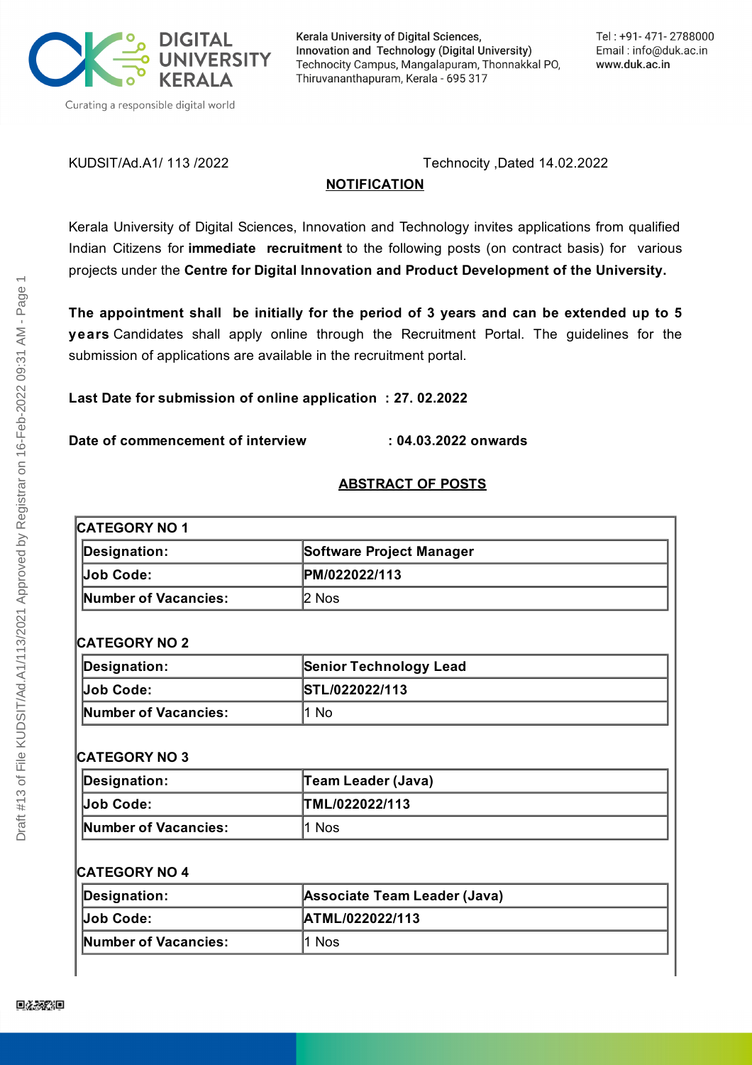DIGITAL UNIVERSITY KERALA

Curating a responsible digital world

Kerala University of Digital Sciences, Innovation and Technology (Digital University)
Technocity Campus, Mangalapuram, Thonnakkal PO,
Thiruvananthapuram, Kerala - 695 317

Tel : +91- 471- 2788000
Email : info@duk.ac.in
www.duk.ac.in

KUDSIT/Ad.A1/ 113 /2022 Technocity ,Dated 14.02.2022

## NOTIFICATION

Kerala University of Digital Sciences, Innovation and Technology invites applications from qualified Indian Citizens for **immediate recruitment** to the following posts (on contract basis) for various projects under the **Centre for Digital Innovation and Product Development of the University.**

**The appointment shall be initially for the period of 3 years and can be extended up to 5 years** Candidates shall apply online through the Recruitment Portal. The guidelines for the submission of applications are available in the recruitment portal.

**Last Date for submission of online application : 27. 02.2022**

**Date of commencement of interview : 04.03.2022 onwards**

## ABSTRACT OF POSTS

**CATEGORY NO 1**

| **Designation:** | **Software Project Manager** |
|---|---|
| **Job Code:** | **PM/022022/113** |
| **Number of Vacancies:** | 2 Nos |

**CATEGORY NO 2**

| **Designation:** | **Senior Technology Lead** |
|---|---|
| **Job Code:** | **STL/022022/113** |
| **Number of Vacancies:** | 1 No |

**CATEGORY NO 3**

| **Designation:** | **Team Leader (Java)** |
|---|---|
| **Job Code:** | **TML/022022/113** |
| **Number of Vacancies:** | 1 Nos |

**CATEGORY NO 4**

| **Designation:** | **Associate Team Leader (Java)** |
|---|---|
| **Job Code:** | **ATML/022022/113** |
| **Number of Vacancies:** | 1 Nos |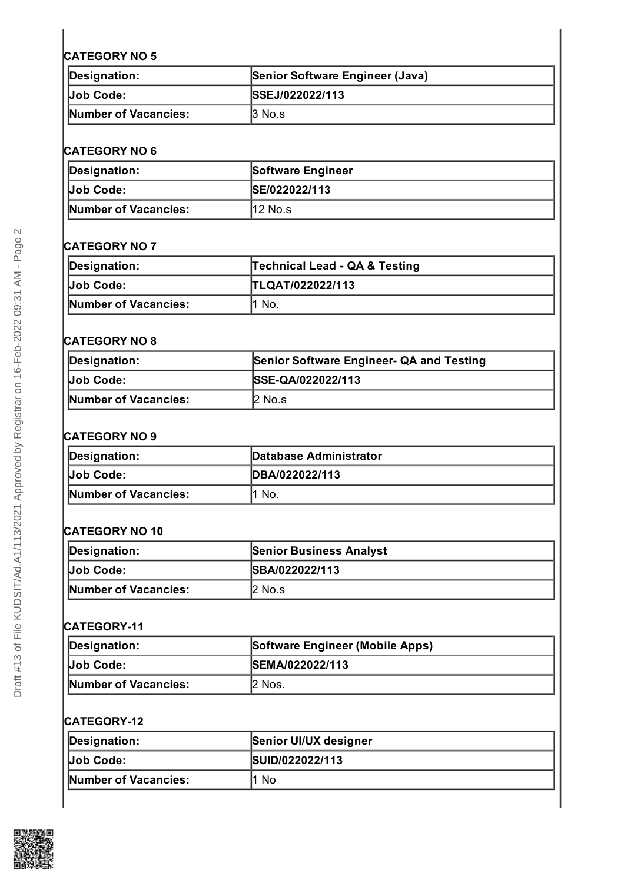**CATEGORY NO 5**

| Designation: | Senior Software Engineer (Java) |
|---|---|
| Job Code: | SSEJ/022022/113 |
| Number of Vacancies: | 3 No.s |

**CATEGORY NO 6**

| Designation: | Software Engineer |
|---|---|
| Job Code: | SE/022022/113 |
| Number of Vacancies: | 12 No.s |

**CATEGORY NO 7**

| Designation: | Technical Lead - QA & Testing |
|---|---|
| Job Code: | TLQAT/022022/113 |
| Number of Vacancies: | 1 No. |

**CATEGORY NO 8**

| Designation: | Senior Software Engineer- QA and Testing |
|---|---|
| Job Code: | SSE-QA/022022/113 |
| Number of Vacancies: | 2 No.s |

**CATEGORY NO 9**

| Designation: | Database Administrator |
|---|---|
| Job Code: | DBA/022022/113 |
| Number of Vacancies: | 1 No. |

**CATEGORY NO 10**

| Designation: | Senior Business Analyst |
|---|---|
| Job Code: | SBA/022022/113 |
| Number of Vacancies: | 2 No.s |

**CATEGORY-11**

| Designation: | Software Engineer (Mobile Apps) |
|---|---|
| Job Code: | SEMA/022022/113 |
| Number of Vacancies: | 2 Nos. |

**CATEGORY-12**

| Designation: | Senior UI/UX designer |
|---|---|
| Job Code: | SUID/022022/113 |
| Number of Vacancies: | 1 No |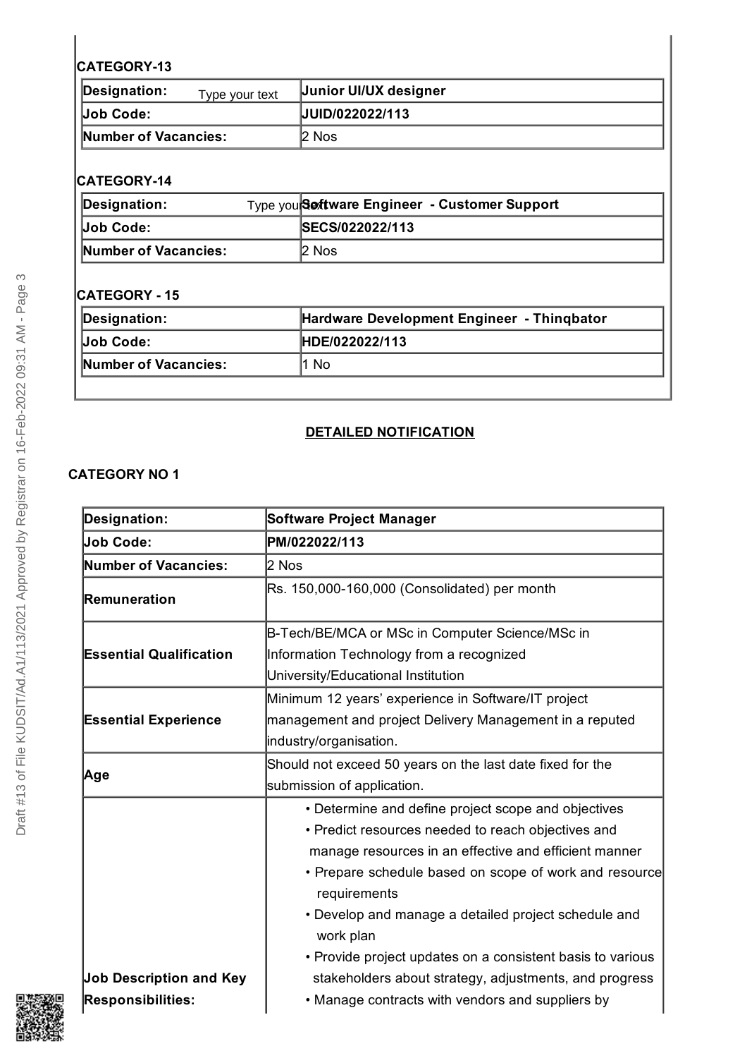**CATEGORY-13**

| Designation: | Junior UI/UX designer |
|---|---|
| Job Code: | JUID/022022/113 |
| Number of Vacancies: | 2 Nos |

**CATEGORY-14**

| Designation: | Software Engineer - Customer Support |
|---|---|
| Job Code: | SECS/022022/113 |
| Number of Vacancies: | 2 Nos |

**CATEGORY - 15**

| Designation: | Hardware Development Engineer - Thinqbator |
|---|---|
| Job Code: | HDE/022022/113 |
| Number of Vacancies: | 1 No |

## DETAILED NOTIFICATION

### CATEGORY NO 1

| Designation: | Software Project Manager |
|---|---|
| Job Code: | PM/022022/113 |
| Number of Vacancies: | 2 Nos |
| Remuneration | Rs. 150,000-160,000 (Consolidated) per month |
| Essential Qualification | B-Tech/BE/MCA or MSc in Computer Science/MSc in Information Technology from a recognized University/Educational Institution |
| Essential Experience | Minimum 12 years' experience in Software/IT project management and project Delivery Management in a reputed industry/organisation. |
| Age | Should not exceed 50 years on the last date fixed for the submission of application. |
| Job Description and Key Responsibilities: | • Determine and define project scope and objectives<br>• Predict resources needed to reach objectives and manage resources in an effective and efficient manner<br>• Prepare schedule based on scope of work and resource requirements<br>• Develop and manage a detailed project schedule and work plan<br>• Provide project updates on a consistent basis to various stakeholders about strategy, adjustments, and progress<br>• Manage contracts with vendors and suppliers by |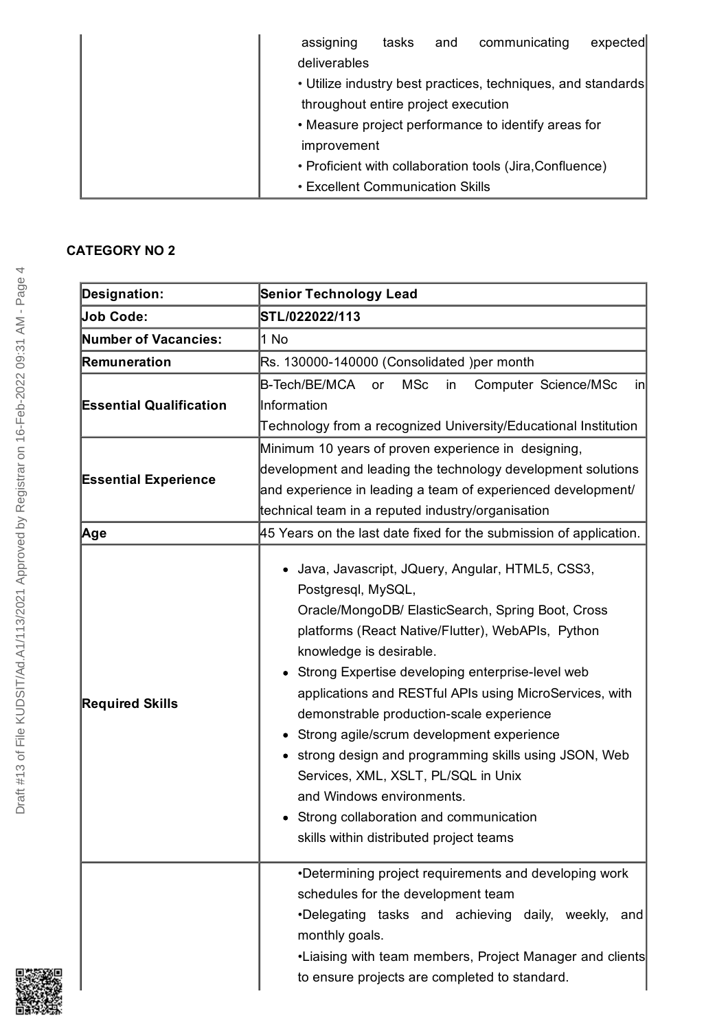| | |
|---|---|
| | assigning tasks and communicating expected deliverables<br>• Utilize industry best practices, techniques, and standards throughout entire project execution<br>• Measure project performance to identify areas for improvement<br>• Proficient with collaboration tools (Jira,Confluence)<br>• Excellent Communication Skills |

**CATEGORY NO 2**

| **Designation:** | **Senior Technology Lead** |
|---|---|
| **Job Code:** | **STL/022022/113** |
| **Number of Vacancies:** | 1 No |
| **Remuneration** | Rs. 130000-140000 (Consolidated )per month |
| **Essential Qualification** | B-Tech/BE/MCA or MSc in Computer Science/MSc in Information Technology from a recognized University/Educational Institution |
| **Essential Experience** | Minimum 10 years of proven experience in designing, development and leading the technology development solutions and experience in leading a team of experienced development/ technical team in a reputed industry/organisation |
| **Age** | 45 Years on the last date fixed for the submission of application. |
| **Required Skills** | • Java, Javascript, JQuery, Angular, HTML5, CSS3, Postgresql, MySQL, Oracle/MongoDB/ ElasticSearch, Spring Boot, Cross platforms (React Native/Flutter), WebAPIs, Python knowledge is desirable.<br>• Strong Expertise developing enterprise-level web applications and RESTful APIs using MicroServices, with demonstrable production-scale experience<br>• Strong agile/scrum development experience<br>• strong design and programming skills using JSON, Web Services, XML, XSLT, PL/SQL in Unix and Windows environments.<br>• Strong collaboration and communication skills within distributed project teams |
| | •Determining project requirements and developing work schedules for the development team<br>•Delegating tasks and achieving daily, weekly, and monthly goals.<br>•Liaising with team members, Project Manager and clients to ensure projects are completed to standard. |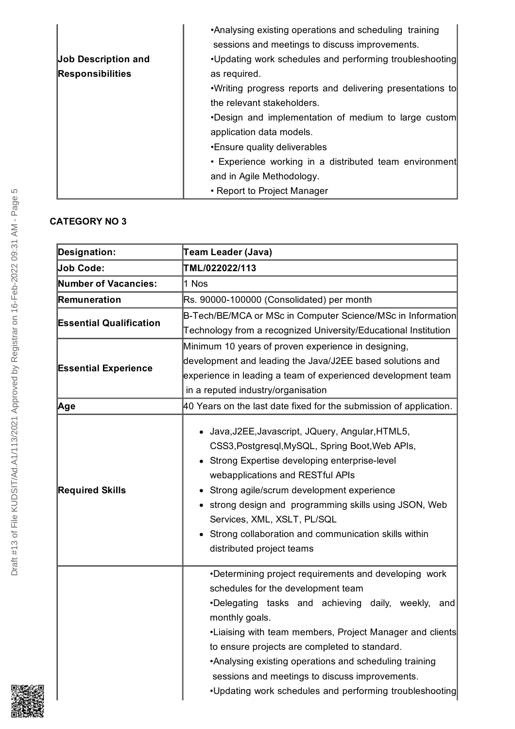| | |
|---|---|
| **Job Description and Responsibilities** | •Analysing existing operations and scheduling training sessions and meetings to discuss improvements.<br>•Updating work schedules and performing troubleshooting as required.<br>•Writing progress reports and delivering presentations to the relevant stakeholders.<br>•Design and implementation of medium to large custom application data models.<br>•Ensure quality deliverables<br>• Experience working in a distributed team environment and in Agile Methodology.<br>• Report to Project Manager |

**CATEGORY NO 3**

| | |
|---|---|
| **Designation:** | **Team Leader (Java)** |
| **Job Code:** | **TML/022022/113** |
| **Number of Vacancies:** | 1 Nos |
| **Remuneration** | Rs. 90000-100000 (Consolidated) per month |
| **Essential Qualification** | B-Tech/BE/MCA or MSc in Computer Science/MSc in Information Technology from a recognized University/Educational Institution |
| **Essential Experience** | Minimum 10 years of proven experience in designing, development and leading the Java/J2EE based solutions and experience in leading a team of experienced development team in a reputed industry/organisation |
| **Age** | 40 Years on the last date fixed for the submission of application. |
| **Required Skills** | • Java,J2EE,Javascript, JQuery, Angular,HTML5, CSS3,Postgresql,MySQL, Spring Boot,Web APIs,<br>• Strong Expertise developing enterprise-level webapplications and RESTful APIs<br>• Strong agile/scrum development experience<br>• strong design and programming skills using JSON, Web Services, XML, XSLT, PL/SQL<br>• Strong collaboration and communication skills within distributed project teams |
| | •Determining project requirements and developing work schedules for the development team<br>•Delegating tasks and achieving daily, weekly, and monthly goals.<br>•Liaising with team members, Project Manager and clients to ensure projects are completed to standard.<br>•Analysing existing operations and scheduling training sessions and meetings to discuss improvements.<br>•Updating work schedules and performing troubleshooting |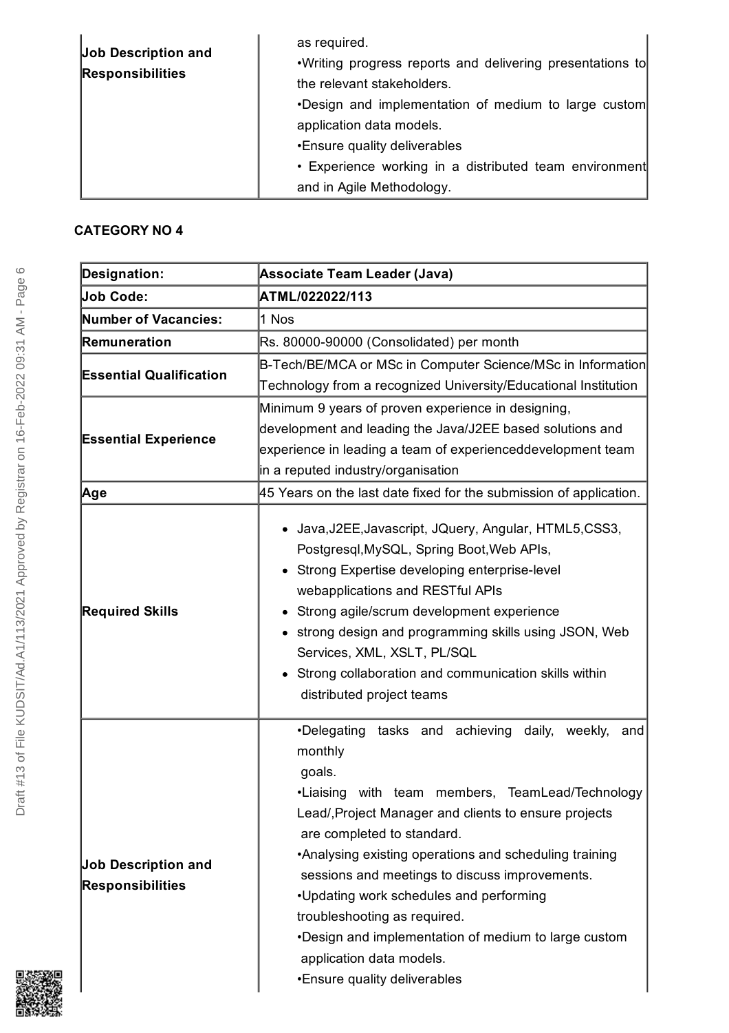| Job Description and Responsibilities | as required.<br>•Writing progress reports and delivering presentations to the relevant stakeholders.<br>•Design and implementation of medium to large custom application data models.<br>•Ensure quality deliverables<br>• Experience working in a distributed team environment and in Agile Methodology. |
|---|---|

**CATEGORY NO 4**

| Designation: | Associate Team Leader (Java) |
|---|---|
| Job Code: | ATML/022022/113 |
| Number of Vacancies: | 1 Nos |
| Remuneration | Rs. 80000-90000 (Consolidated) per month |
| Essential Qualification | B-Tech/BE/MCA or MSc in Computer Science/MSc in Information Technology from a recognized University/Educational Institution |
| Essential Experience | Minimum 9 years of proven experience in designing, development and leading the Java/J2EE based solutions and experience in leading a team of experienceddevelopment team in a reputed industry/organisation |
| Age | 45 Years on the last date fixed for the submission of application. |
| Required Skills | • Java,J2EE,Javascript, JQuery, Angular, HTML5,CSS3, Postgresql,MySQL, Spring Boot,Web APIs,<br>• Strong Expertise developing enterprise-level webapplications and RESTful APIs<br>• Strong agile/scrum development experience<br>• strong design and programming skills using JSON, Web Services, XML, XSLT, PL/SQL<br>• Strong collaboration and communication skills within distributed project teams |
| Job Description and Responsibilities | •Delegating tasks and achieving daily, weekly, and monthly goals.<br>•Liaising with team members, TeamLead/Technology Lead/,Project Manager and clients to ensure projects are completed to standard.<br>•Analysing existing operations and scheduling training sessions and meetings to discuss improvements.<br>•Updating work schedules and performing troubleshooting as required.<br>•Design and implementation of medium to large custom application data models.<br>•Ensure quality deliverables |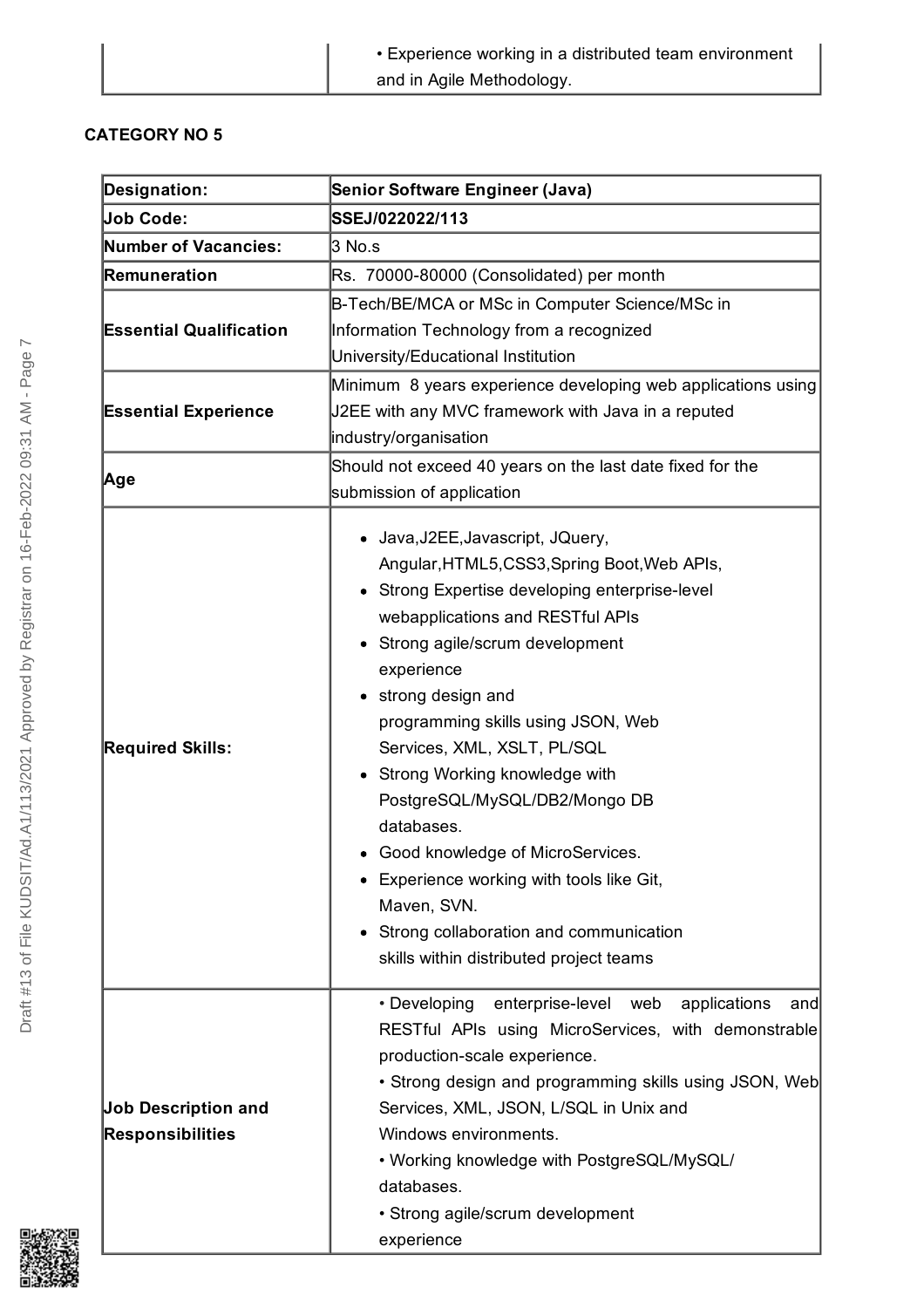| | • Experience working in a distributed team environment and in Agile Methodology. |
|---|---|

**CATEGORY NO 5**

| **Designation:** | **Senior Software Engineer (Java)** |
|---|---|
| **Job Code:** | **SSEJ/022022/113** |
| **Number of Vacancies:** | 3 No.s |
| **Remuneration** | Rs. 70000-80000 (Consolidated) per month |
| **Essential Qualification** | B-Tech/BE/MCA or MSc in Computer Science/MSc in Information Technology from a recognized University/Educational Institution |
| **Essential Experience** | Minimum 8 years experience developing web applications using J2EE with any MVC framework with Java in a reputed industry/organisation |
| **Age** | Should not exceed 40 years on the last date fixed for the submission of application |
| **Required Skills:** | • Java,J2EE,Javascript, JQuery, Angular,HTML5,CSS3,Spring Boot,Web APIs,<br>• Strong Expertise developing enterprise-level webapplications and RESTful APIs<br>• Strong agile/scrum development experience<br>• strong design and programming skills using JSON, Web Services, XML, XSLT, PL/SQL<br>• Strong Working knowledge with PostgreSQL/MySQL/DB2/Mongo DB databases.<br>• Good knowledge of MicroServices.<br>• Experience working with tools like Git, Maven, SVN.<br>• Strong collaboration and communication skills within distributed project teams |
| **Job Description and Responsibilities** | • Developing enterprise-level web applications and RESTful APIs using MicroServices, with demonstrable production-scale experience.<br>• Strong design and programming skills using JSON, Web Services, XML, JSON, L/SQL in Unix and Windows environments.<br>• Working knowledge with PostgreSQL/MySQL/ databases.<br>• Strong agile/scrum development experience |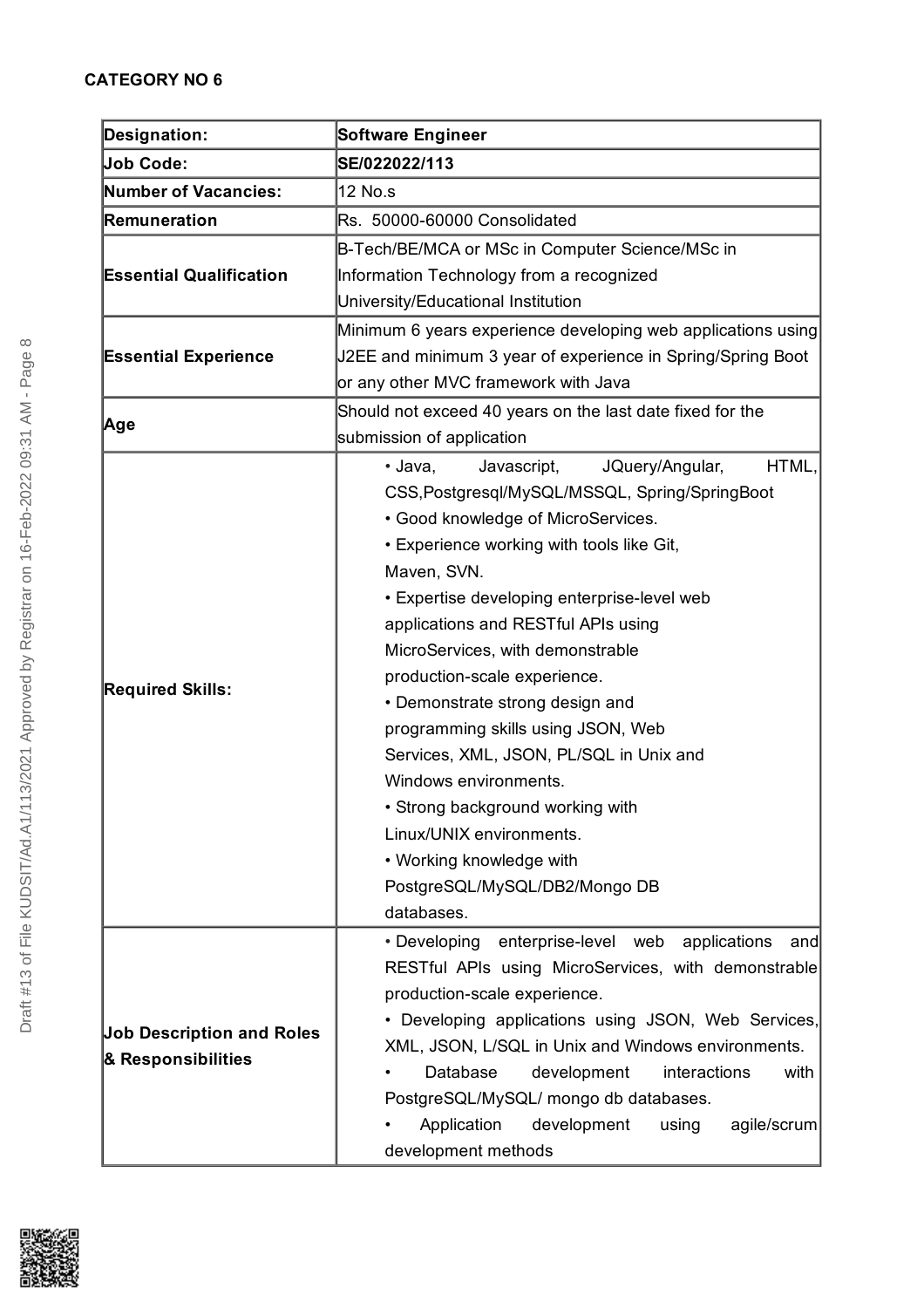**CATEGORY NO 6**

| **Designation:** | **Software Engineer** |
|---|---|
| **Job Code:** | **SE/022022/113** |
| **Number of Vacancies:** | 12 No.s |
| **Remuneration** | Rs. 50000-60000 Consolidated |
| **Essential Qualification** | B-Tech/BE/MCA or MSc in Computer Science/MSc in Information Technology from a recognized University/Educational Institution |
| **Essential Experience** | Minimum 6 years experience developing web applications using J2EE and minimum 3 year of experience in Spring/Spring Boot or any other MVC framework with Java |
| **Age** | Should not exceed 40 years on the last date fixed for the submission of application |
| **Required Skills:** | • Java, Javascript, JQuery/Angular, HTML, CSS,Postgresql/MySQL/MSSQL, Spring/SpringBoot<br>• Good knowledge of MicroServices.<br>• Experience working with tools like Git, Maven, SVN.<br>• Expertise developing enterprise-level web applications and RESTful APIs using MicroServices, with demonstrable production-scale experience.<br>• Demonstrate strong design and programming skills using JSON, Web Services, XML, JSON, PL/SQL in Unix and Windows environments.<br>• Strong background working with Linux/UNIX environments.<br>• Working knowledge with PostgreSQL/MySQL/DB2/Mongo DB databases. |
| **Job Description and Roles & Responsibilities** | • Developing enterprise-level web applications and RESTful APIs using MicroServices, with demonstrable production-scale experience.<br>• Developing applications using JSON, Web Services, XML, JSON, L/SQL in Unix and Windows environments.<br>• Database development interactions with PostgreSQL/MySQL/ mongo db databases.<br>• Application development using agile/scrum development methods |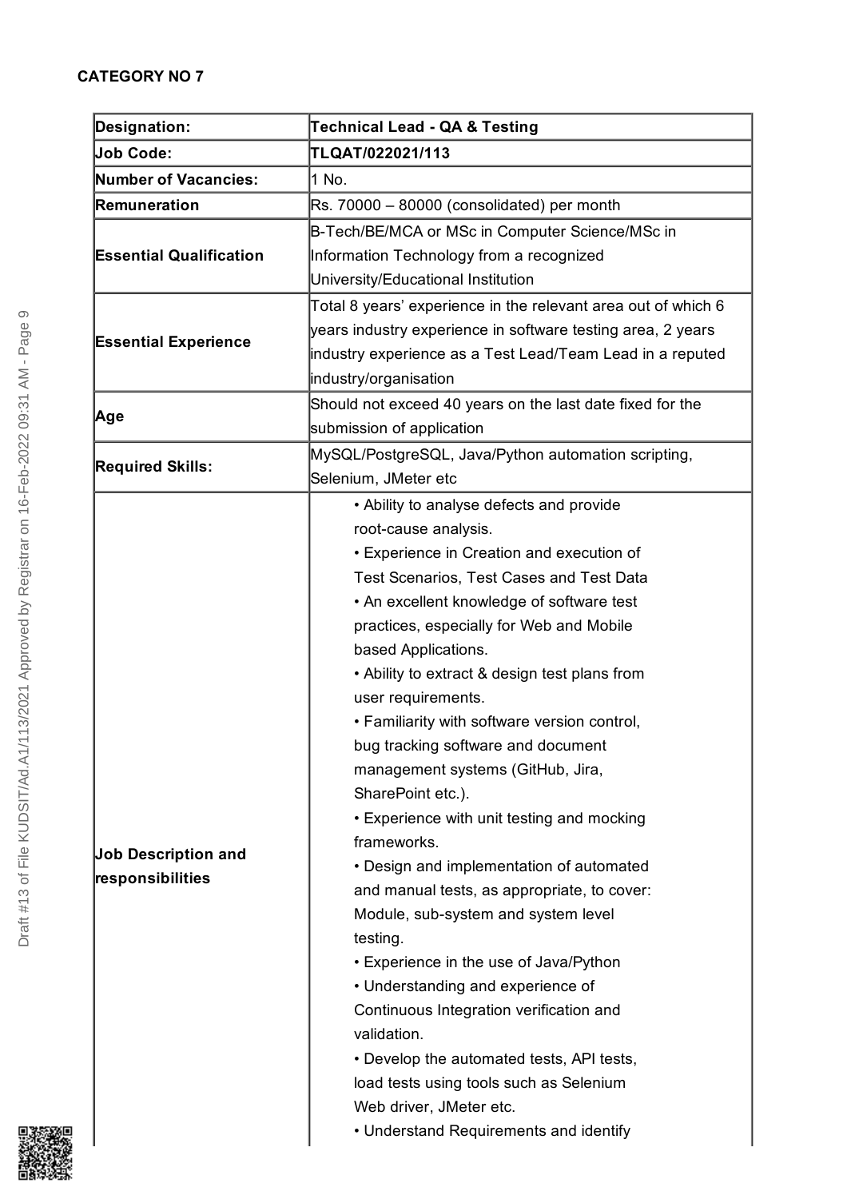**CATEGORY NO 7**

| **Designation:** | **Technical Lead - QA & Testing** |
|---|---|
| **Job Code:** | **TLQAT/022021/113** |
| **Number of Vacancies:** | 1 No. |
| **Remuneration** | Rs. 70000 – 80000 (consolidated) per month |
| **Essential Qualification** | B-Tech/BE/MCA or MSc in Computer Science/MSc in Information Technology from a recognized University/Educational Institution |
| **Essential Experience** | Total 8 years' experience in the relevant area out of which 6 years industry experience in software testing area, 2 years industry experience as a Test Lead/Team Lead in a reputed industry/organisation |
| **Age** | Should not exceed 40 years on the last date fixed for the submission of application |
| **Required Skills:** | MySQL/PostgreSQL, Java/Python automation scripting, Selenium, JMeter etc |
| **Job Description and responsibilities** | • Ability to analyse defects and provide root-cause analysis.<br>• Experience in Creation and execution of Test Scenarios, Test Cases and Test Data<br>• An excellent knowledge of software test practices, especially for Web and Mobile based Applications.<br>• Ability to extract & design test plans from user requirements.<br>• Familiarity with software version control, bug tracking software and document management systems (GitHub, Jira, SharePoint etc.).<br>• Experience with unit testing and mocking frameworks.<br>• Design and implementation of automated and manual tests, as appropriate, to cover: Module, sub-system and system level testing.<br>• Experience in the use of Java/Python<br>• Understanding and experience of Continuous Integration verification and validation.<br>• Develop the automated tests, API tests, load tests using tools such as Selenium Web driver, JMeter etc.<br>• Understand Requirements and identify |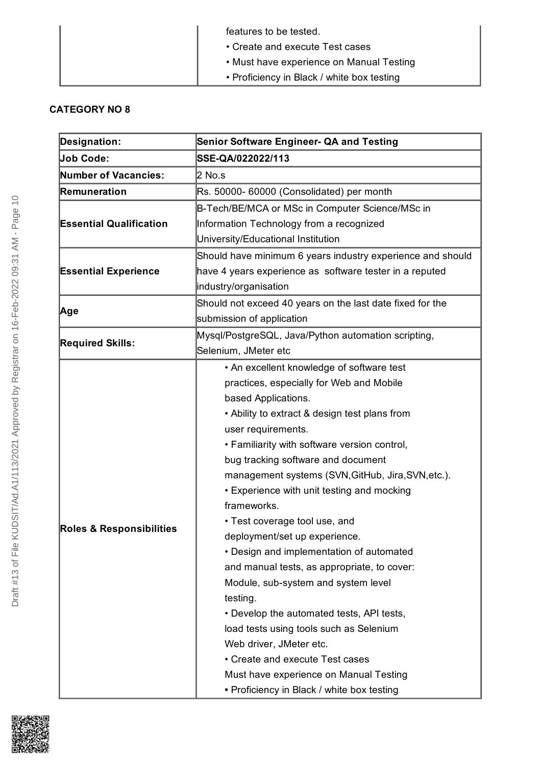| | features to be tested.<br>• Create and execute Test cases<br>• Must have experience on Manual Testing<br>• Proficiency in Black / white box testing |
|---|---|

**CATEGORY NO 8**

| **Designation:** | **Senior Software Engineer- QA and Testing** |
|---|---|
| **Job Code:** | **SSE-QA/022022/113** |
| **Number of Vacancies:** | 2 No.s |
| **Remuneration** | Rs. 50000- 60000 (Consolidated) per month |
| **Essential Qualification** | B-Tech/BE/MCA or MSc in Computer Science/MSc in Information Technology from a recognized University/Educational Institution |
| **Essential Experience** | Should have minimum 6 years industry experience and should have 4 years experience as software tester in a reputed industry/organisation |
| **Age** | Should not exceed 40 years on the last date fixed for the submission of application |
| **Required Skills:** | Mysql/PostgreSQL, Java/Python automation scripting, Selenium, JMeter etc |
| **Roles & Responsibilities** | • An excellent knowledge of software test practices, especially for Web and Mobile based Applications.<br>• Ability to extract & design test plans from user requirements.<br>• Familiarity with software version control, bug tracking software and document management systems (SVN,GitHub, Jira,SVN,etc.).<br>• Experience with unit testing and mocking frameworks.<br>• Test coverage tool use, and deployment/set up experience.<br>• Design and implementation of automated and manual tests, as appropriate, to cover: Module, sub-system and system level testing.<br>• Develop the automated tests, API tests, load tests using tools such as Selenium Web driver, JMeter etc.<br>• Create and execute Test cases<br>Must have experience on Manual Testing<br>• Proficiency in Black / white box testing |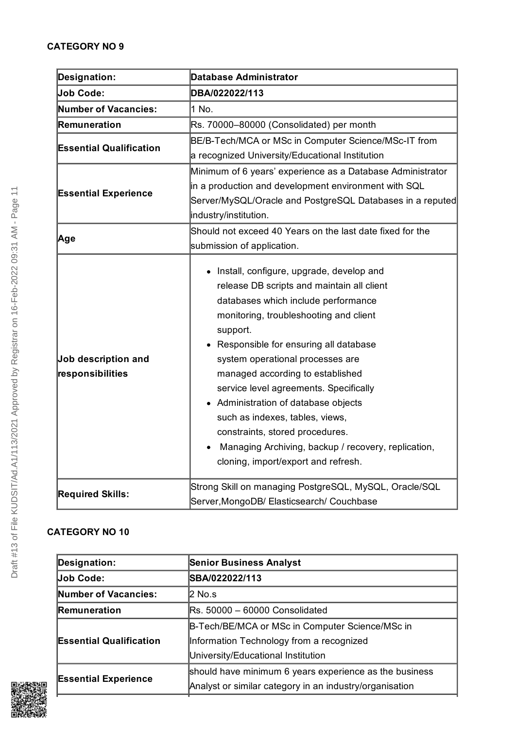**CATEGORY NO 9**

| Designation: | Database Administrator |
|---|---|
| Job Code: | DBA/022022/113 |
| Number of Vacancies: | 1 No. |
| Remuneration | Rs. 70000–80000 (Consolidated) per month |
| Essential Qualification | BE/B-Tech/MCA or MSc in Computer Science/MSc-IT from a recognized University/Educational Institution |
| Essential Experience | Minimum of 6 years' experience as a Database Administrator in a production and development environment with SQL Server/MySQL/Oracle and PostgreSQL Databases in a reputed industry/institution. |
| Age | Should not exceed 40 Years on the last date fixed for the submission of application. |
| Job description and responsibilities | • Install, configure, upgrade, develop and release DB scripts and maintain all client databases which include performance monitoring, troubleshooting and client support.<br>• Responsible for ensuring all database system operational processes are managed according to established service level agreements. Specifically<br>• Administration of database objects such as indexes, tables, views, constraints, stored procedures.<br>• Managing Archiving, backup / recovery, replication, cloning, import/export and refresh. |
| Required Skills: | Strong Skill on managing PostgreSQL, MySQL, Oracle/SQL Server,MongoDB/ Elasticsearch/ Couchbase |

**CATEGORY NO 10**

| Designation: | Senior Business Analyst |
|---|---|
| Job Code: | SBA/022022/113 |
| Number of Vacancies: | 2 No.s |
| Remuneration | Rs. 50000 – 60000 Consolidated |
| Essential Qualification | B-Tech/BE/MCA or MSc in Computer Science/MSc in Information Technology from a recognized University/Educational Institution |
| Essential Experience | should have minimum 6 years experience as the business Analyst or similar category in an industry/organisation |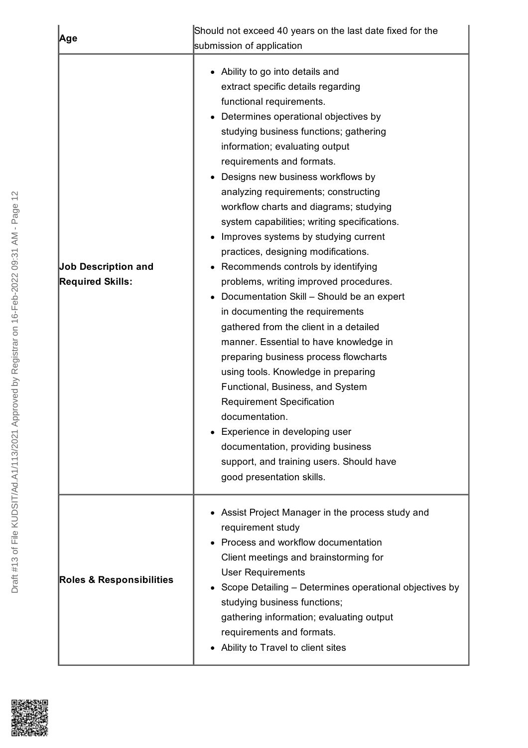| Age | Should not exceed 40 years on the last date fixed for the submission of application |
|---|---|
| **Job Description and Required Skills:** | • Ability to go into details and extract specific details regarding functional requirements.<br>• Determines operational objectives by studying business functions; gathering information; evaluating output requirements and formats.<br>• Designs new business workflows by analyzing requirements; constructing workflow charts and diagrams; studying system capabilities; writing specifications.<br>• Improves systems by studying current practices, designing modifications.<br>• Recommends controls by identifying problems, writing improved procedures.<br>• Documentation Skill – Should be an expert in documenting the requirements gathered from the client in a detailed manner. Essential to have knowledge in preparing business process flowcharts using tools. Knowledge in preparing Functional, Business, and System Requirement Specification documentation.<br>• Experience in developing user documentation, providing business support, and training users. Should have good presentation skills. |
| **Roles & Responsibilities** | • Assist Project Manager in the process study and requirement study<br>• Process and workflow documentation Client meetings and brainstorming for User Requirements<br>• Scope Detailing – Determines operational objectives by studying business functions; gathering information; evaluating output requirements and formats.<br>• Ability to Travel to client sites |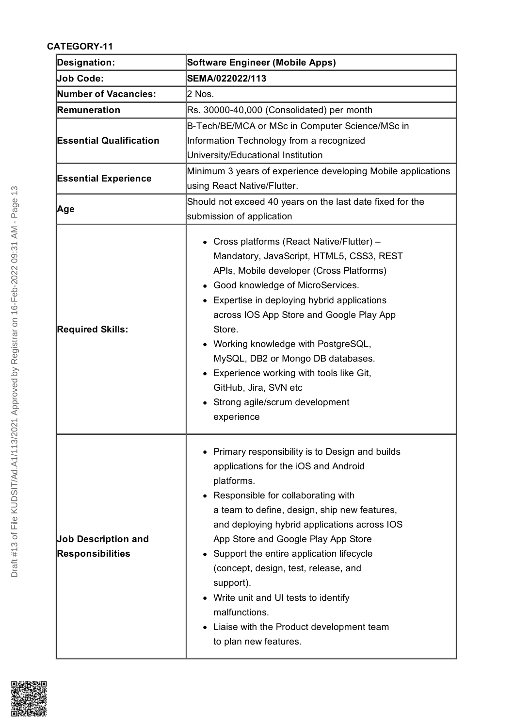**CATEGORY-11**

| **Designation:** | **Software Engineer (Mobile Apps)** |
|---|---|
| **Job Code:** | **SEMA/022022/113** |
| **Number of Vacancies:** | 2 Nos. |
| **Remuneration** | Rs. 30000-40,000 (Consolidated) per month |
| **Essential Qualification** | B-Tech/BE/MCA or MSc in Computer Science/MSc in Information Technology from a recognized University/Educational Institution |
| **Essential Experience** | Minimum 3 years of experience developing Mobile applications using React Native/Flutter. |
| **Age** | Should not exceed 40 years on the last date fixed for the submission of application |
| **Required Skills:** | • Cross platforms (React Native/Flutter) – Mandatory, JavaScript, HTML5, CSS3, REST APIs, Mobile developer (Cross Platforms)<br>• Good knowledge of MicroServices.<br>• Expertise in deploying hybrid applications across IOS App Store and Google Play App Store.<br>• Working knowledge with PostgreSQL, MySQL, DB2 or Mongo DB databases.<br>• Experience working with tools like Git, GitHub, Jira, SVN etc<br>• Strong agile/scrum development experience |
| **Job Description and Responsibilities** | • Primary responsibility is to Design and builds applications for the iOS and Android platforms.<br>• Responsible for collaborating with a team to define, design, ship new features, and deploying hybrid applications across IOS App Store and Google Play App Store<br>• Support the entire application lifecycle (concept, design, test, release, and support).<br>• Write unit and UI tests to identify malfunctions.<br>• Liaise with the Product development team to plan new features. |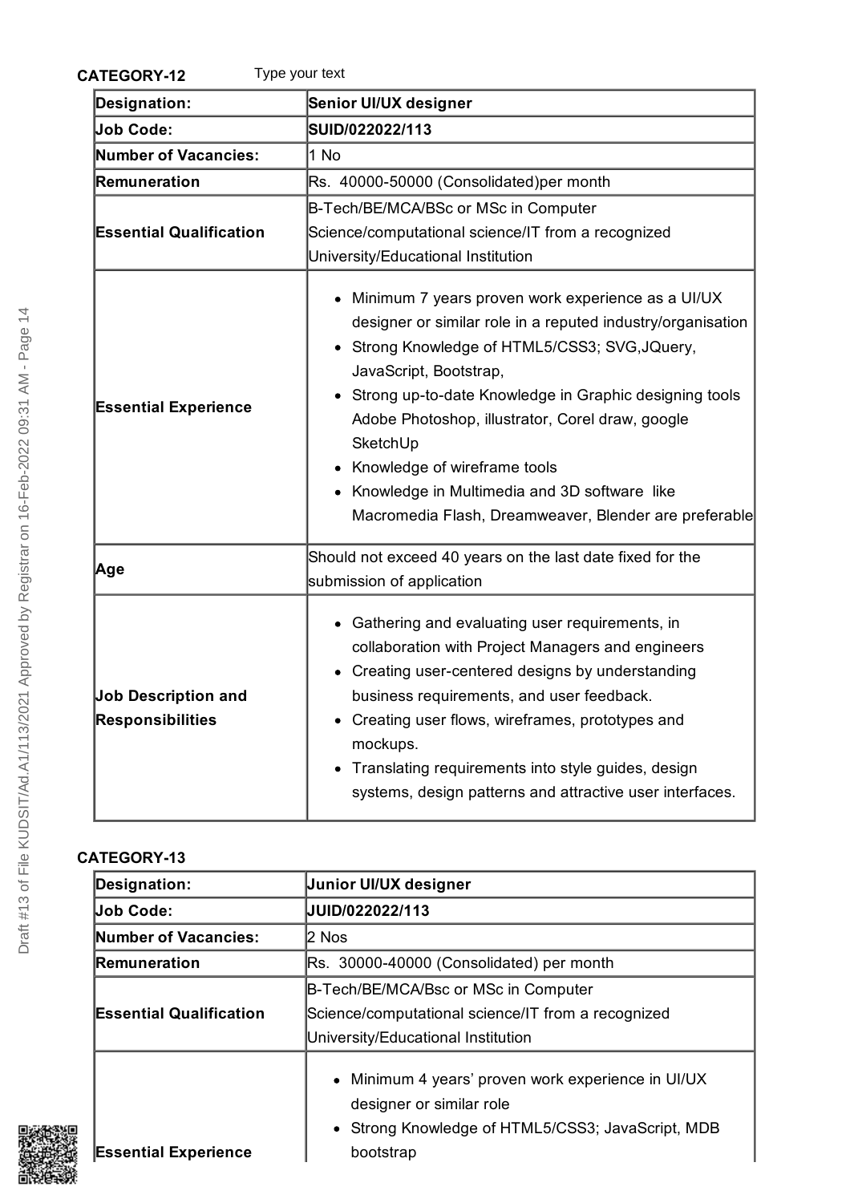**CATEGORY-12** Type your text

| Designation: | Senior UI/UX designer |
|---|---|
| Job Code: | SUID/022022/113 |
| Number of Vacancies: | 1 No |
| Remuneration | Rs. 40000-50000 (Consolidated)per month |
| Essential Qualification | B-Tech/BE/MCA/BSc or MSc in Computer Science/computational science/IT from a recognized University/Educational Institution |
| Essential Experience | • Minimum 7 years proven work experience as a UI/UX designer or similar role in a reputed industry/organisation<br>• Strong Knowledge of HTML5/CSS3; SVG,JQuery, JavaScript, Bootstrap,<br>• Strong up-to-date Knowledge in Graphic designing tools Adobe Photoshop, illustrator, Corel draw, google SketchUp<br>• Knowledge of wireframe tools<br>• Knowledge in Multimedia and 3D software like Macromedia Flash, Dreamweaver, Blender are preferable |
| Age | Should not exceed 40 years on the last date fixed for the submission of application |
| Job Description and Responsibilities | • Gathering and evaluating user requirements, in collaboration with Project Managers and engineers<br>• Creating user-centered designs by understanding business requirements, and user feedback.<br>• Creating user flows, wireframes, prototypes and mockups.<br>• Translating requirements into style guides, design systems, design patterns and attractive user interfaces. |

**CATEGORY-13**

| Designation: | Junior UI/UX designer |
|---|---|
| Job Code: | JUID/022022/113 |
| Number of Vacancies: | 2 Nos |
| Remuneration | Rs. 30000-40000 (Consolidated) per month |
| Essential Qualification | B-Tech/BE/MCA/Bsc or MSc in Computer Science/computational science/IT from a recognized University/Educational Institution |
| Essential Experience | • Minimum 4 years' proven work experience in UI/UX designer or similar role<br>• Strong Knowledge of HTML5/CSS3; JavaScript, MDB bootstrap |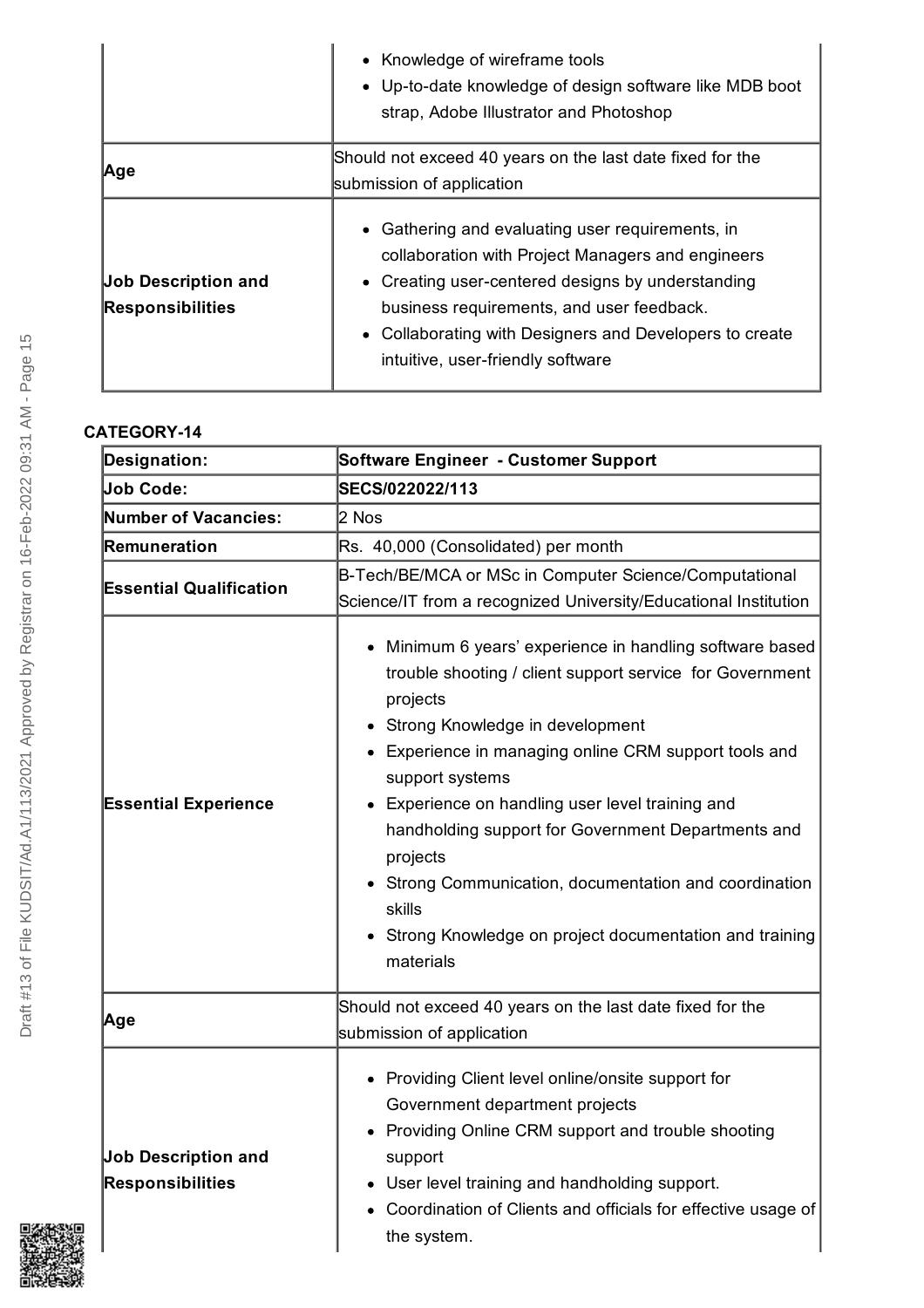| | |
|---|---|
| | • Knowledge of wireframe tools<br>• Up-to-date knowledge of design software like MDB boot strap, Adobe Illustrator and Photoshop |
| **Age** | Should not exceed 40 years on the last date fixed for the submission of application |
| **Job Description and Responsibilities** | • Gathering and evaluating user requirements, in collaboration with Project Managers and engineers<br>• Creating user-centered designs by understanding business requirements, and user feedback.<br>• Collaborating with Designers and Developers to create intuitive, user-friendly software |

**CATEGORY-14**

| **Designation:** | **Software Engineer - Customer Support** |
|---|---|
| **Job Code:** | **SECS/022022/113** |
| **Number of Vacancies:** | 2 Nos |
| **Remuneration** | Rs. 40,000 (Consolidated) per month |
| **Essential Qualification** | B-Tech/BE/MCA or MSc in Computer Science/Computational Science/IT from a recognized University/Educational Institution |
| **Essential Experience** | • Minimum 6 years' experience in handling software based trouble shooting / client support service for Government projects<br>• Strong Knowledge in development<br>• Experience in managing online CRM support tools and support systems<br>• Experience on handling user level training and handholding support for Government Departments and projects<br>• Strong Communication, documentation and coordination skills<br>• Strong Knowledge on project documentation and training materials |
| **Age** | Should not exceed 40 years on the last date fixed for the submission of application |
| **Job Description and Responsibilities** | • Providing Client level online/onsite support for Government department projects<br>• Providing Online CRM support and trouble shooting support<br>• User level training and handholding support.<br>• Coordination of Clients and officials for effective usage of the system. |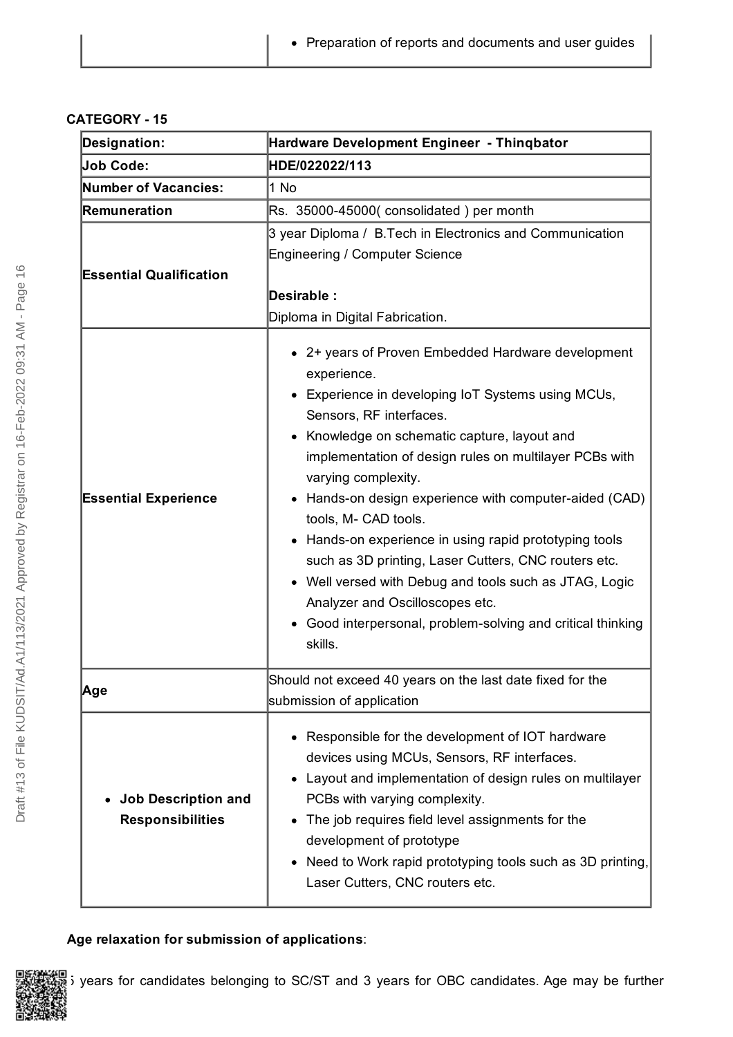| | |
|---|---|
| | • Preparation of reports and documents and user guides |

**CATEGORY - 15**

| **Designation:** | **Hardware Development Engineer - Thinqbator** |
|---|---|
| **Job Code:** | **HDE/022022/113** |
| **Number of Vacancies:** | 1 No |
| **Remuneration** | Rs. 35000-45000( consolidated ) per month |
| **Essential Qualification** | 3 year Diploma / B.Tech in Electronics and Communication Engineering / Computer Science<br><br>**Desirable :**<br>Diploma in Digital Fabrication. |
| **Essential Experience** | • 2+ years of Proven Embedded Hardware development experience.<br>• Experience in developing IoT Systems using MCUs, Sensors, RF interfaces.<br>• Knowledge on schematic capture, layout and implementation of design rules on multilayer PCBs with varying complexity.<br>• Hands-on design experience with computer-aided (CAD) tools, M- CAD tools.<br>• Hands-on experience in using rapid prototyping tools such as 3D printing, Laser Cutters, CNC routers etc.<br>• Well versed with Debug and tools such as JTAG, Logic Analyzer and Oscilloscopes etc.<br>• Good interpersonal, problem-solving and critical thinking skills. |
| **Age** | Should not exceed 40 years on the last date fixed for the submission of application |
| • **Job Description and Responsibilities** | • Responsible for the development of IOT hardware devices using MCUs, Sensors, RF interfaces.<br>• Layout and implementation of design rules on multilayer PCBs with varying complexity.<br>• The job requires field level assignments for the development of prototype<br>• Need to Work rapid prototyping tools such as 3D printing, Laser Cutters, CNC routers etc. |

**Age relaxation for submission of applications**:

5 years for candidates belonging to SC/ST and 3 years for OBC candidates. Age may be further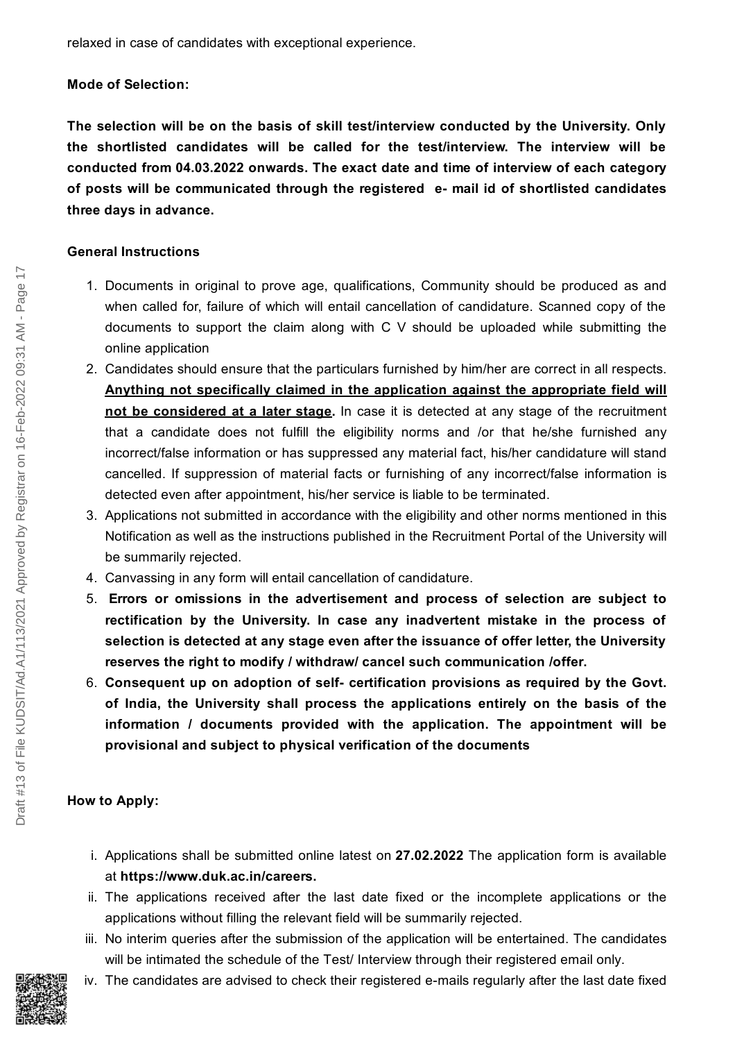relaxed in case of candidates with exceptional experience.

**Mode of Selection:**

**The selection will be on the basis of skill test/interview conducted by the University. Only the shortlisted candidates will be called for the test/interview. The interview will be conducted from 04.03.2022 onwards. The exact date and time of interview of each category of posts will be communicated through the registered e- mail id of shortlisted candidates three days in advance.**

**General Instructions**

1. Documents in original to prove age, qualifications, Community should be produced as and when called for, failure of which will entail cancellation of candidature. Scanned copy of the documents to support the claim along with C V should be uploaded while submitting the online application
2. Candidates should ensure that the particulars furnished by him/her are correct in all respects. <u>**Anything not specifically claimed in the application against the appropriate field will not be considered at a later stage**</u>**.** In case it is detected at any stage of the recruitment that a candidate does not fulfill the eligibility norms and /or that he/she furnished any incorrect/false information or has suppressed any material fact, his/her candidature will stand cancelled. If suppression of material facts or furnishing of any incorrect/false information is detected even after appointment, his/her service is liable to be terminated.
3. Applications not submitted in accordance with the eligibility and other norms mentioned in this Notification as well as the instructions published in the Recruitment Portal of the University will be summarily rejected.
4. Canvassing in any form will entail cancellation of candidature.
5. **Errors or omissions in the advertisement and process of selection are subject to rectification by the University. In case any inadvertent mistake in the process of selection is detected at any stage even after the issuance of offer letter, the University reserves the right to modify / withdraw/ cancel such communication /offer.**
6. **Consequent up on adoption of self- certification provisions as required by the Govt. of India, the University shall process the applications entirely on the basis of the information / documents provided with the application. The appointment will be provisional and subject to physical verification of the documents**

**How to Apply:**

i. Applications shall be submitted online latest on **27.02.2022** The application form is available at **https://www.duk.ac.in/careers.**
ii. The applications received after the last date fixed or the incomplete applications or the applications without filling the relevant field will be summarily rejected.
iii. No interim queries after the submission of the application will be entertained. The candidates will be intimated the schedule of the Test/ Interview through their registered email only.
iv. The candidates are advised to check their registered e-mails regularly after the last date fixed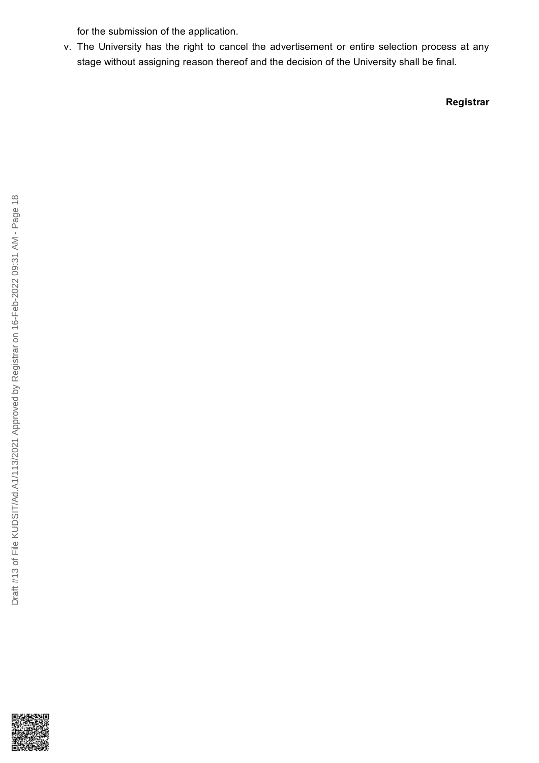for the submission of the application.

v. The University has the right to cancel the advertisement or entire selection process at any stage without assigning reason thereof and the decision of the University shall be final.

**Registrar**